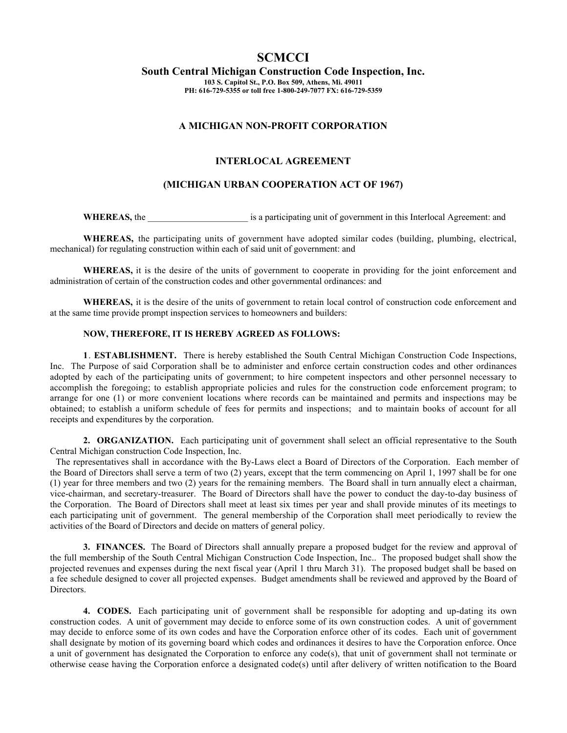# SCMCCI

## South Central Michigan Construction Code Inspection, Inc.

**103 S. Capitol St., P.O. Box 509, Athens, Mi. 49011**
**PH: 616-729-5355 or toll free 1-800-249-7077 FX: 616-729-5359**

### A MICHIGAN NON-PROFIT CORPORATION

### INTERLOCAL AGREEMENT

### (MICHIGAN URBAN COOPERATION ACT OF 1967)

**WHEREAS,** the ______________________ is a participating unit of government in this Interlocal Agreement: and

**WHEREAS,** the participating units of government have adopted similar codes (building, plumbing, electrical, mechanical) for regulating construction within each of said unit of government: and

**WHEREAS,** it is the desire of the units of government to cooperate in providing for the joint enforcement and administration of certain of the construction codes and other governmental ordinances: and

**WHEREAS,** it is the desire of the units of government to retain local control of construction code enforcement and at the same time provide prompt inspection services to homeowners and builders:

**NOW, THEREFORE, IT IS HEREBY AGREED AS FOLLOWS:**

**1. ESTABLISHMENT.** There is hereby established the South Central Michigan Construction Code Inspections, Inc. The Purpose of said Corporation shall be to administer and enforce certain construction codes and other ordinances adopted by each of the participating units of government; to hire competent inspectors and other personnel necessary to accomplish the foregoing; to establish appropriate policies and rules for the construction code enforcement program; to arrange for one (1) or more convenient locations where records can be maintained and permits and inspections may be obtained; to establish a uniform schedule of fees for permits and inspections; and to maintain books of account for all receipts and expenditures by the corporation.

**2. ORGANIZATION.** Each participating unit of government shall select an official representative to the South Central Michigan construction Code Inspection, Inc.

The representatives shall in accordance with the By-Laws elect a Board of Directors of the Corporation. Each member of the Board of Directors shall serve a term of two (2) years, except that the term commencing on April 1, 1997 shall be for one (1) year for three members and two (2) years for the remaining members. The Board shall in turn annually elect a chairman, vice-chairman, and secretary-treasurer. The Board of Directors shall have the power to conduct the day-to-day business of the Corporation. The Board of Directors shall meet at least six times per year and shall provide minutes of its meetings to each participating unit of government. The general membership of the Corporation shall meet periodically to review the activities of the Board of Directors and decide on matters of general policy.

**3. FINANCES.** The Board of Directors shall annually prepare a proposed budget for the review and approval of the full membership of the South Central Michigan Construction Code Inspection, Inc.. The proposed budget shall show the projected revenues and expenses during the next fiscal year (April 1 thru March 31). The proposed budget shall be based on a fee schedule designed to cover all projected expenses. Budget amendments shall be reviewed and approved by the Board of Directors.

**4. CODES.** Each participating unit of government shall be responsible for adopting and up-dating its own construction codes. A unit of government may decide to enforce some of its own construction codes. A unit of government may decide to enforce some of its own codes and have the Corporation enforce other of its codes. Each unit of government shall designate by motion of its governing board which codes and ordinances it desires to have the Corporation enforce. Once a unit of government has designated the Corporation to enforce any code(s), that unit of government shall not terminate or otherwise cease having the Corporation enforce a designated code(s) until after delivery of written notification to the Board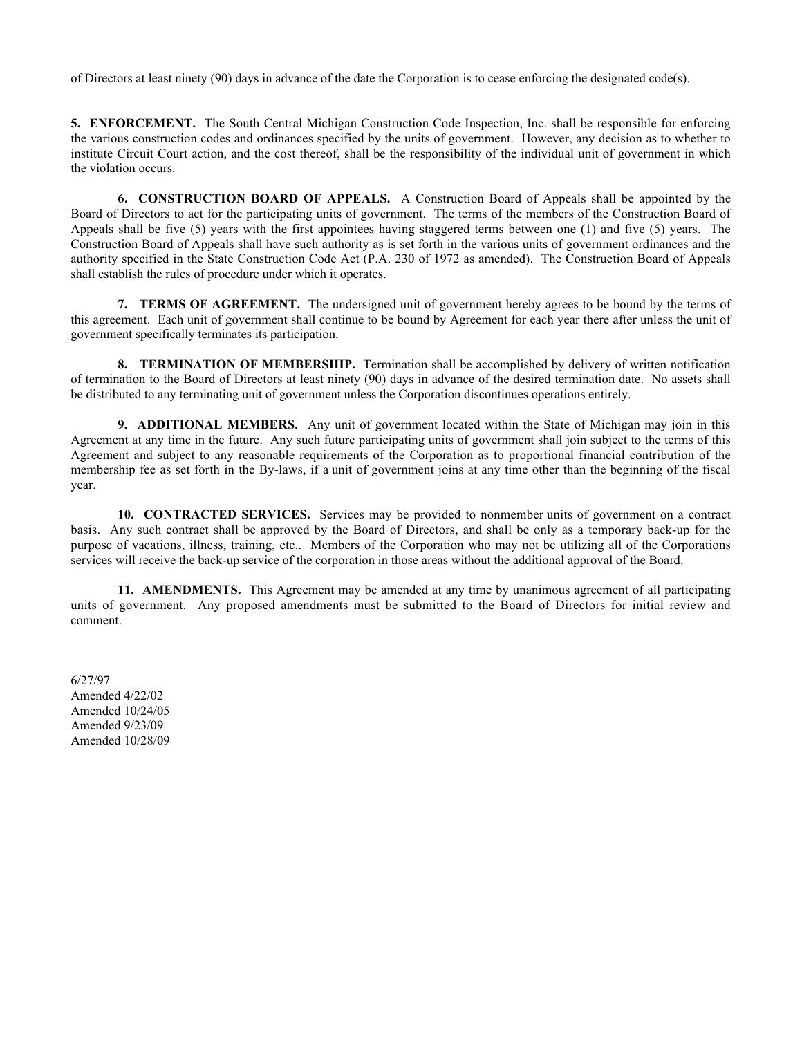of Directors at least ninety (90) days in advance of the date the Corporation is to cease enforcing the designated code(s).

**5. ENFORCEMENT.** The South Central Michigan Construction Code Inspection, Inc. shall be responsible for enforcing the various construction codes and ordinances specified by the units of government. However, any decision as to whether to institute Circuit Court action, and the cost thereof, shall be the responsibility of the individual unit of government in which the violation occurs.

**6. CONSTRUCTION BOARD OF APPEALS.** A Construction Board of Appeals shall be appointed by the Board of Directors to act for the participating units of government. The terms of the members of the Construction Board of Appeals shall be five (5) years with the first appointees having staggered terms between one (1) and five (5) years. The Construction Board of Appeals shall have such authority as is set forth in the various units of government ordinances and the authority specified in the State Construction Code Act (P.A. 230 of 1972 as amended). The Construction Board of Appeals shall establish the rules of procedure under which it operates.

**7. TERMS OF AGREEMENT.** The undersigned unit of government hereby agrees to be bound by the terms of this agreement. Each unit of government shall continue to be bound by Agreement for each year there after unless the unit of government specifically terminates its participation.

**8. TERMINATION OF MEMBERSHIP.** Termination shall be accomplished by delivery of written notification of termination to the Board of Directors at least ninety (90) days in advance of the desired termination date. No assets shall be distributed to any terminating unit of government unless the Corporation discontinues operations entirely.

**9. ADDITIONAL MEMBERS.** Any unit of government located within the State of Michigan may join in this Agreement at any time in the future. Any such future participating units of government shall join subject to the terms of this Agreement and subject to any reasonable requirements of the Corporation as to proportional financial contribution of the membership fee as set forth in the By-laws, if a unit of government joins at any time other than the beginning of the fiscal year.

**10. CONTRACTED SERVICES.** Services may be provided to nonmember units of government on a contract basis. Any such contract shall be approved by the Board of Directors, and shall be only as a temporary back-up for the purpose of vacations, illness, training, etc.. Members of the Corporation who may not be utilizing all of the Corporations services will receive the back-up service of the corporation in those areas without the additional approval of the Board.

**11. AMENDMENTS.** This Agreement may be amended at any time by unanimous agreement of all participating units of government. Any proposed amendments must be submitted to the Board of Directors for initial review and comment.

6/27/97  
Amended 4/22/02  
Amended 10/24/05  
Amended 9/23/09  
Amended 10/28/09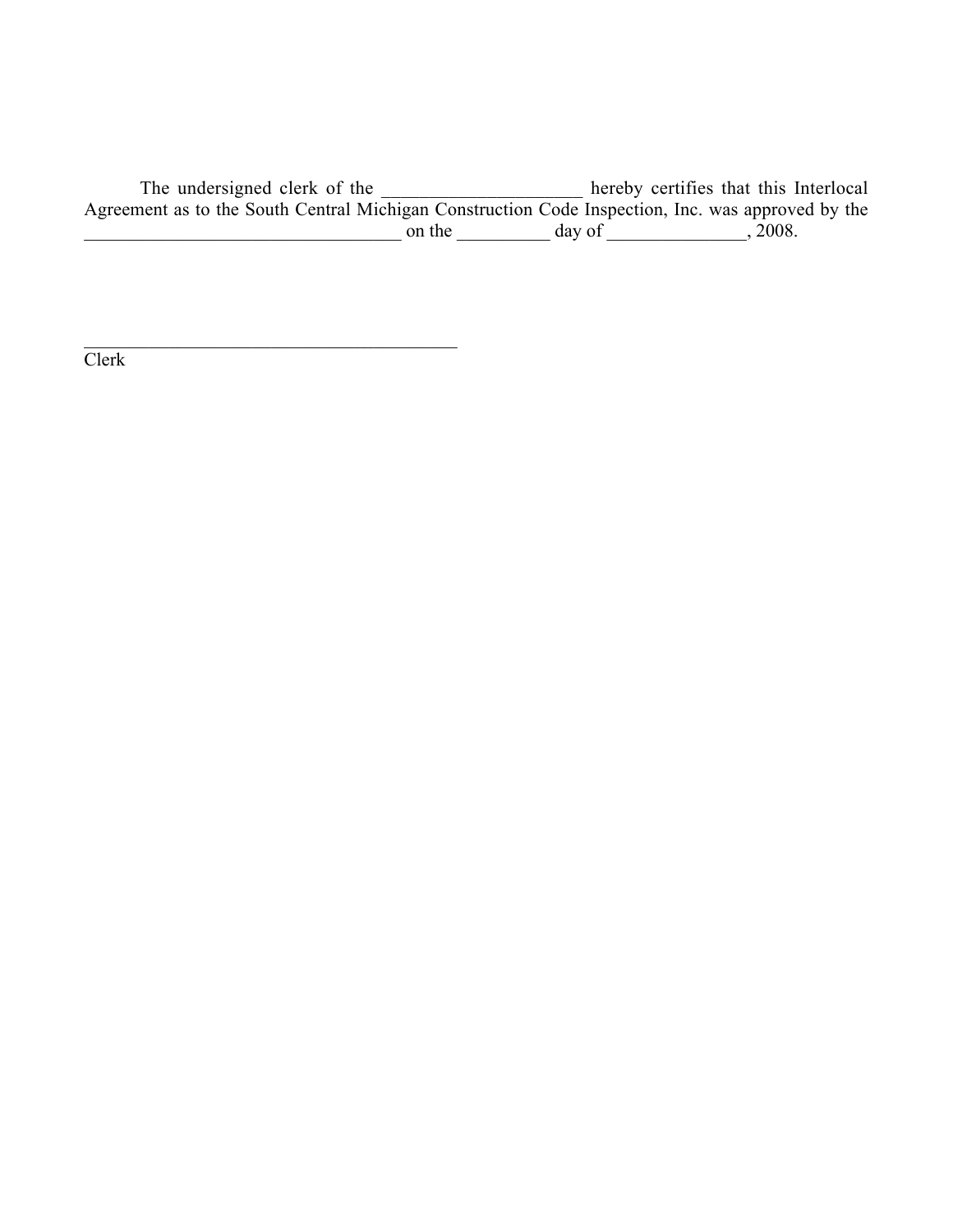The undersigned clerk of the _____________________ hereby certifies that this Interlocal Agreement as to the South Central Michigan Construction Code Inspection, Inc. was approved by the _________________________________ on the __________ day of _______________, 2008.

_________________________________________
Clerk